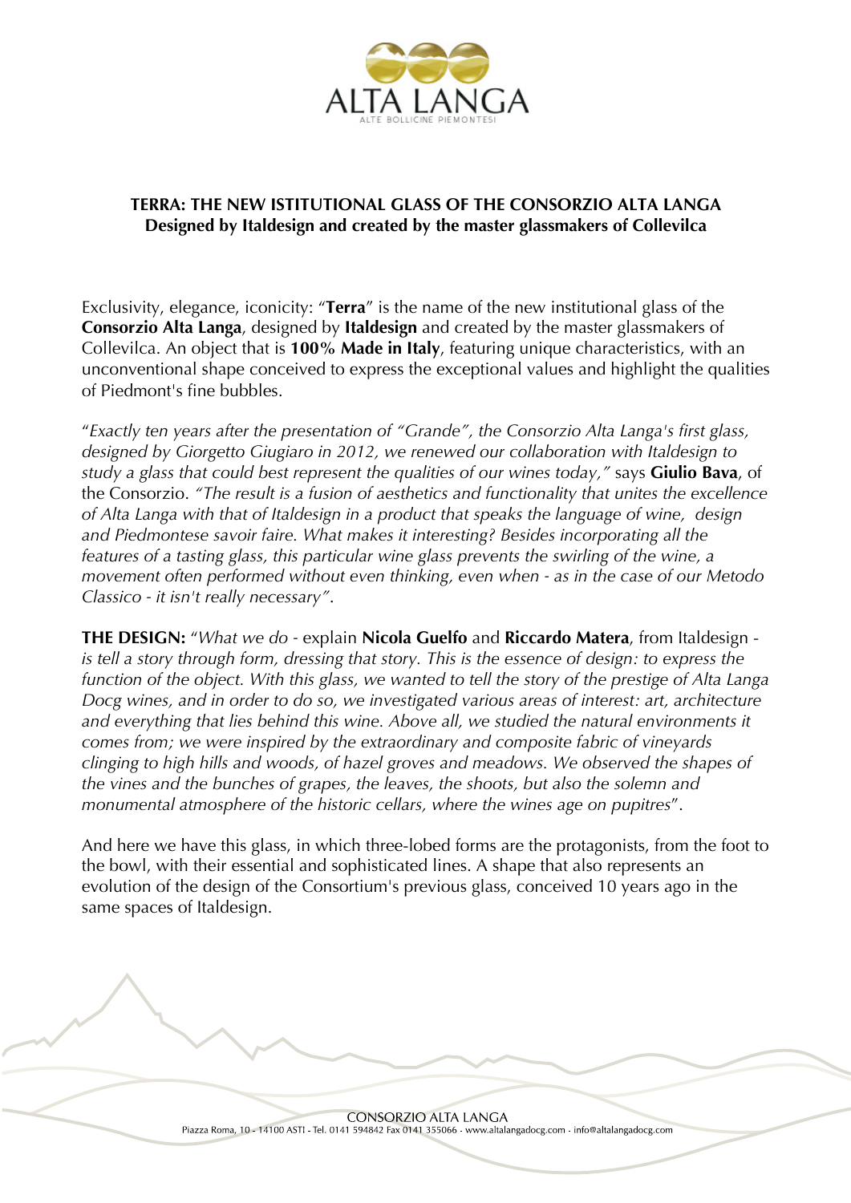**TERRA: THE NEW ISTITUTIONAL GLASS OF THE CONSORZIO ALTA LANGA**
**Designed by Italdesign and created by the master glassmakers of Collevilca**

Exclusivity, elegance, iconicity: "**Terra**" is the name of the new institutional glass of the **Consorzio Alta Langa**, designed by **Italdesign** and created by the master glassmakers of Collevilca. An object that is **100% Made in Italy**, featuring unique characteristics, with an unconventional shape conceived to express the exceptional values and highlight the qualities of Piedmont's fine bubbles.

"*Exactly ten years after the presentation of "Grande", the Consorzio Alta Langa's first glass, designed by Giorgetto Giugiaro in 2012, we renewed our collaboration with Italdesign to study a glass that could best represent the qualities of our wines today,"* says **Giulio Bava**, of the Consorzio. *"The result is a fusion of aesthetics and functionality that unites the excellence of Alta Langa with that of Italdesign in a product that speaks the language of wine, design and Piedmontese savoir faire. What makes it interesting? Besides incorporating all the features of a tasting glass, this particular wine glass prevents the swirling of the wine, a movement often performed without even thinking, even when - as in the case of our Metodo Classico - it isn't really necessary"*.

**THE DESIGN:** "*What we do* - explain **Nicola Guelfo** and **Riccardo Matera**, from Italdesign - *is tell a story through form, dressing that story. This is the essence of design: to express the function of the object. With this glass, we wanted to tell the story of the prestige of Alta Langa Docg wines, and in order to do so, we investigated various areas of interest: art, architecture and everything that lies behind this wine. Above all, we studied the natural environments it comes from; we were inspired by the extraordinary and composite fabric of vineyards clinging to high hills and woods, of hazel groves and meadows. We observed the shapes of the vines and the bunches of grapes, the leaves, the shoots, but also the solemn and monumental atmosphere of the historic cellars, where the wines age on pupitres*".

And here we have this glass, in which three-lobed forms are the protagonists, from the foot to the bowl, with their essential and sophisticated lines. A shape that also represents an evolution of the design of the Consortium's previous glass, conceived 10 years ago in the same spaces of Italdesign.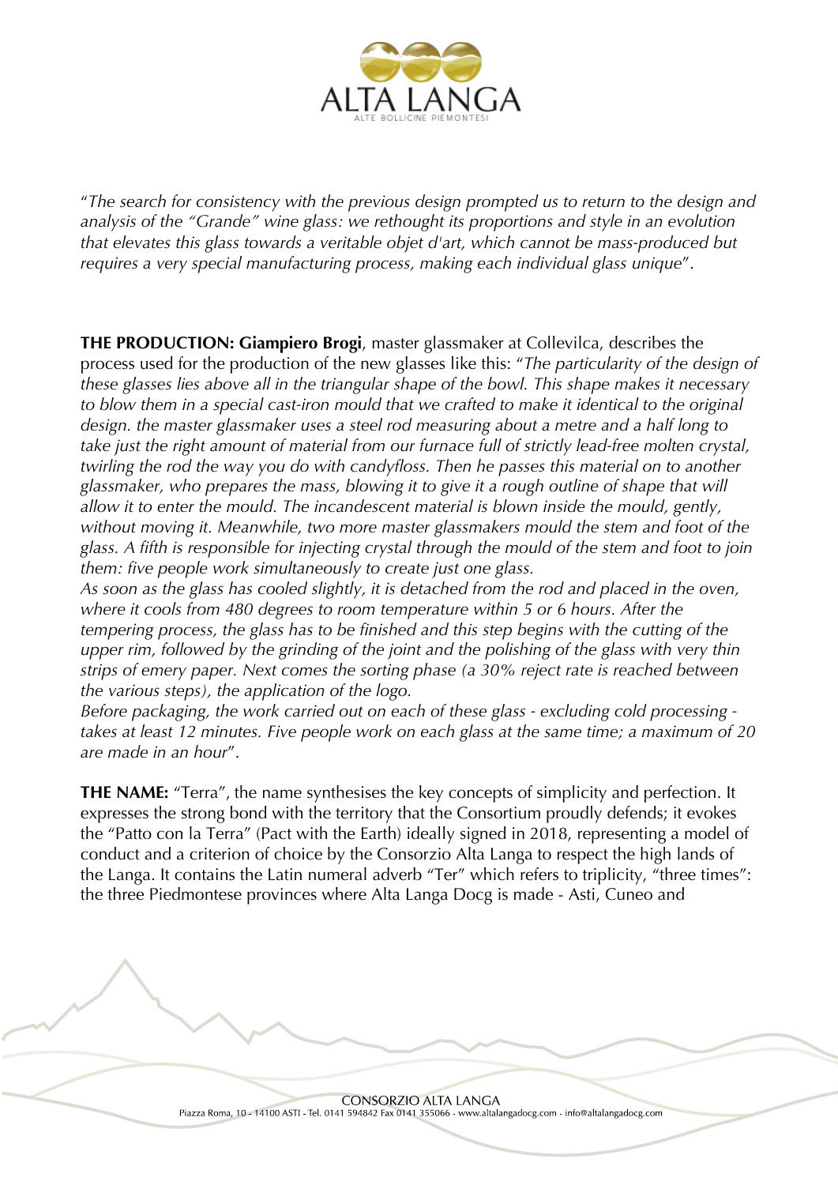"*The search for consistency with the previous design prompted us to return to the design and analysis of the "Grande" wine glass: we rethought its proportions and style in an evolution that elevates this glass towards a veritable objet d'art, which cannot be mass-produced but requires a very special manufacturing process, making each individual glass unique*".

**THE PRODUCTION: Giampiero Brogi**, master glassmaker at Collevilca, describes the process used for the production of the new glasses like this: "*The particularity of the design of these glasses lies above all in the triangular shape of the bowl. This shape makes it necessary to blow them in a special cast-iron mould that we crafted to make it identical to the original design. the master glassmaker uses a steel rod measuring about a metre and a half long to take just the right amount of material from our furnace full of strictly lead-free molten crystal, twirling the rod the way you do with candyfloss. Then he passes this material on to another glassmaker, who prepares the mass, blowing it to give it a rough outline of shape that will allow it to enter the mould. The incandescent material is blown inside the mould, gently, without moving it. Meanwhile, two more master glassmakers mould the stem and foot of the glass. A fifth is responsible for injecting crystal through the mould of the stem and foot to join them: five people work simultaneously to create just one glass.*
*As soon as the glass has cooled slightly, it is detached from the rod and placed in the oven, where it cools from 480 degrees to room temperature within 5 or 6 hours. After the tempering process, the glass has to be finished and this step begins with the cutting of the upper rim, followed by the grinding of the joint and the polishing of the glass with very thin strips of emery paper. Next comes the sorting phase (a 30% reject rate is reached between the various steps), the application of the logo.*
*Before packaging, the work carried out on each of these glass - excluding cold processing - takes at least 12 minutes. Five people work on each glass at the same time; a maximum of 20 are made in an hour*".

**THE NAME:** "Terra", the name synthesises the key concepts of simplicity and perfection. It expresses the strong bond with the territory that the Consortium proudly defends; it evokes the "Patto con la Terra" (Pact with the Earth) ideally signed in 2018, representing a model of conduct and a criterion of choice by the Consorzio Alta Langa to respect the high lands of the Langa. It contains the Latin numeral adverb "Ter" which refers to triplicity, "three times": the three Piedmontese provinces where Alta Langa Docg is made - Asti, Cuneo and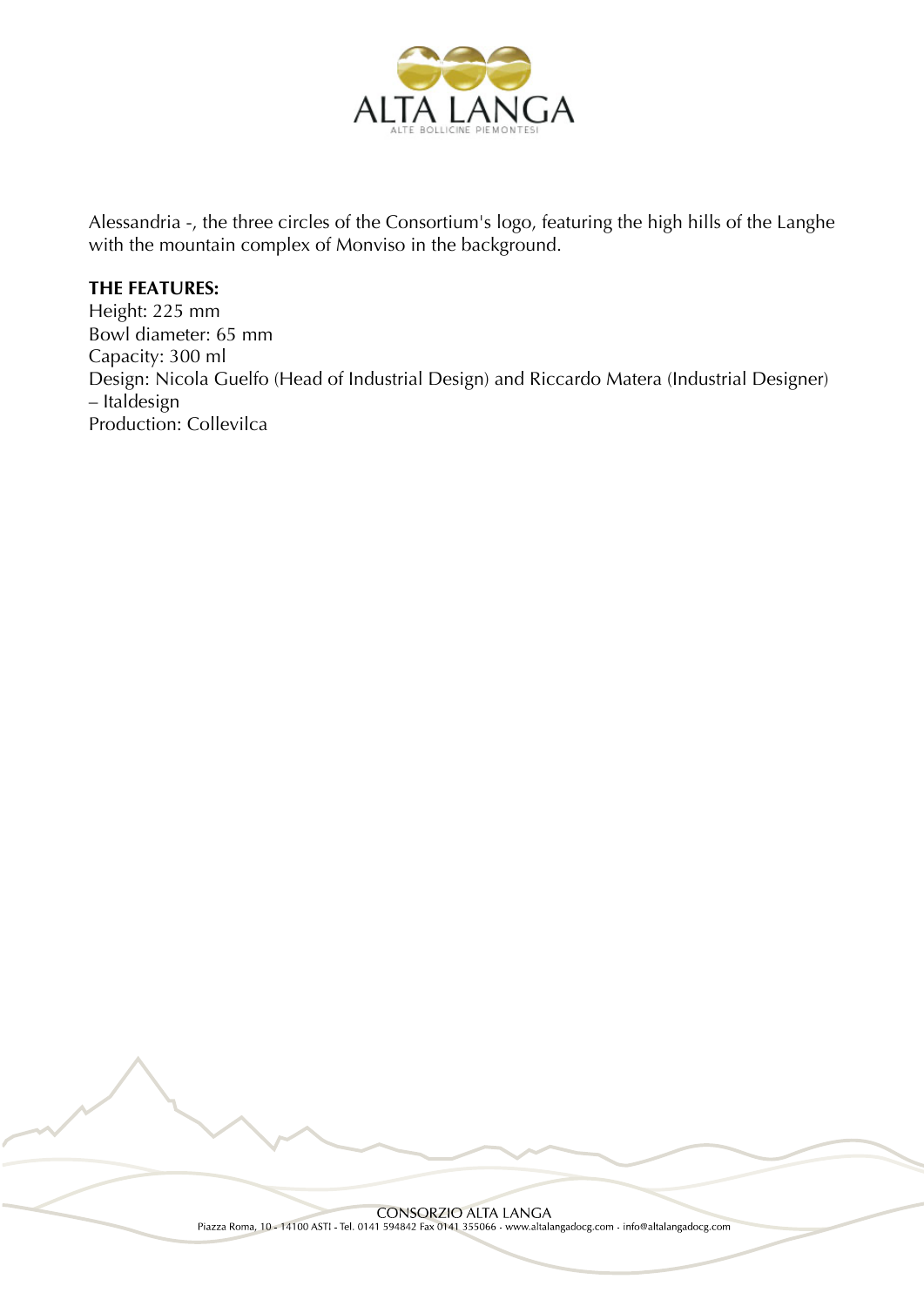Alessandria -, the three circles of the Consortium's logo, featuring the high hills of the Langhe with the mountain complex of Monviso in the background.

**THE FEATURES:**
Height: 225 mm
Bowl diameter: 65 mm
Capacity: 300 ml
Design: Nicola Guelfo (Head of Industrial Design) and Riccardo Matera (Industrial Designer) – Italdesign
Production: Collevilca